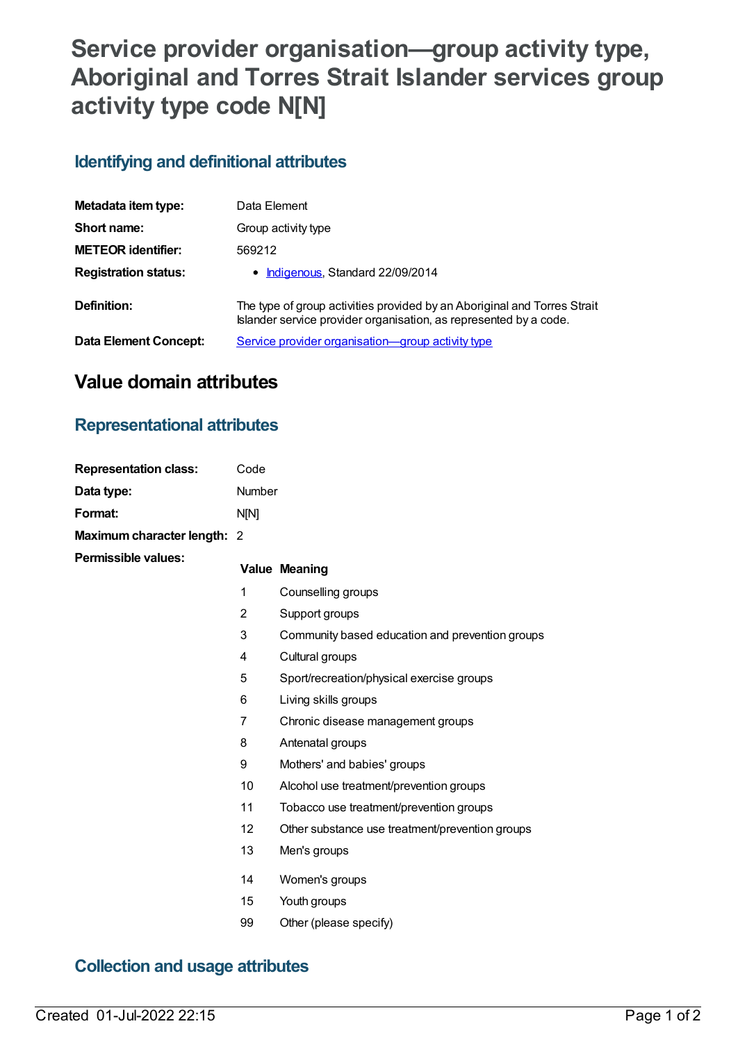# Service provider organisation—group activity type, Aboriginal and Torres Strait Islander services group activity type code N[N]

## Identifying and definitional attributes

| | |
|---|---|
| **Metadata item type:** | Data Element |
| **Short name:** | Group activity type |
| **METEOR identifier:** | 569212 |
| **Registration status:** | • Indigenous, Standard 22/09/2014 |
| **Definition:** | The type of group activities provided by an Aboriginal and Torres Strait Islander service provider organisation, as represented by a code. |
| **Data Element Concept:** | Service provider organisation—group activity type |

# Value domain attributes

## Representational attributes

| | |
|---|---|
| **Representation class:** | Code |
| **Data type:** | Number |
| **Format:** | N[N] |
| **Maximum character length:** | 2 |

**Permissible values:**

| Value | Meaning |
|---|---|
| 1 | Counselling groups |
| 2 | Support groups |
| 3 | Community based education and prevention groups |
| 4 | Cultural groups |
| 5 | Sport/recreation/physical exercise groups |
| 6 | Living skills groups |
| 7 | Chronic disease management groups |
| 8 | Antenatal groups |
| 9 | Mothers' and babies' groups |
| 10 | Alcohol use treatment/prevention groups |
| 11 | Tobacco use treatment/prevention groups |
| 12 | Other substance use treatment/prevention groups |
| 13 | Men's groups |
| 14 | Women's groups |
| 15 | Youth groups |
| 99 | Other (please specify) |

## Collection and usage attributes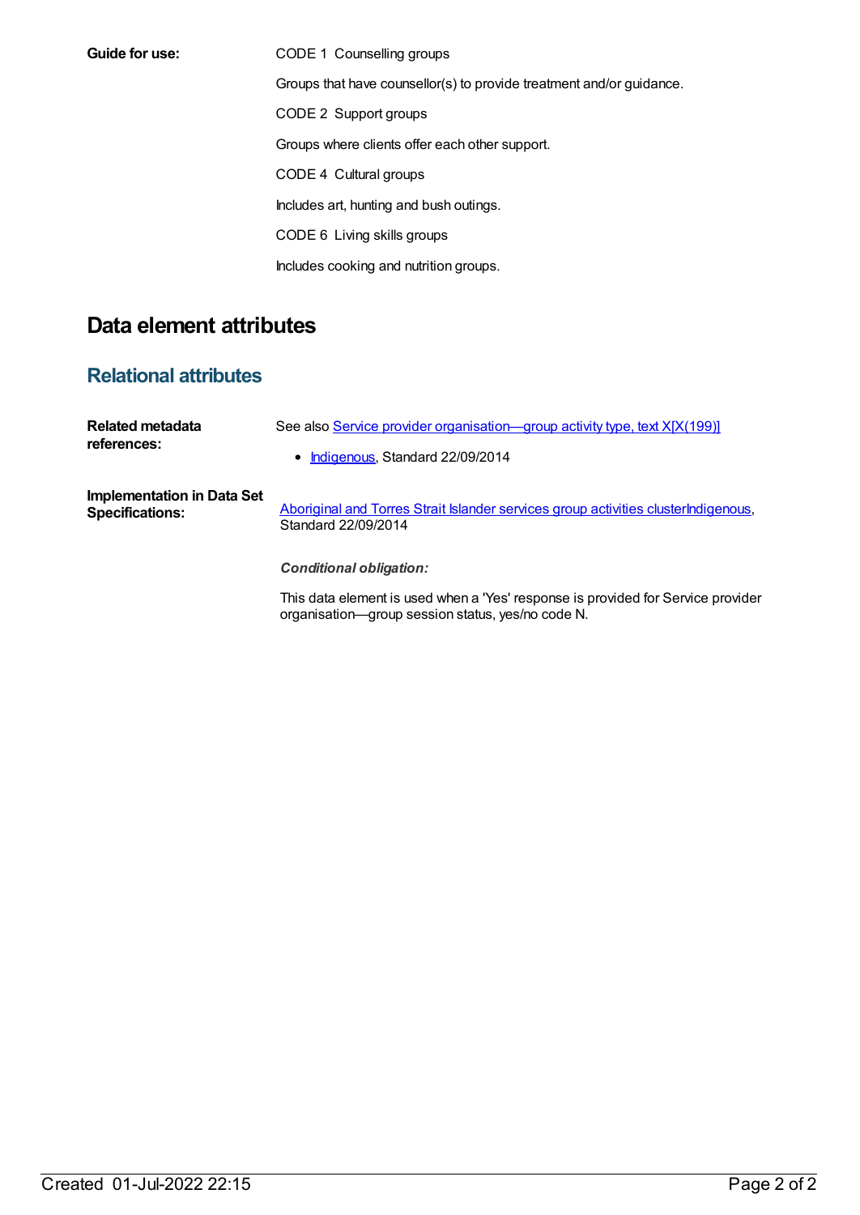**Guide for use:**

CODE 1 Counselling groups

Groups that have counsellor(s) to provide treatment and/or guidance.

CODE 2 Support groups

Groups where clients offer each other support.

CODE 4 Cultural groups

Includes art, hunting and bush outings.

CODE 6 Living skills groups

Includes cooking and nutrition groups.

## Data element attributes

### Relational attributes

**Related metadata references:**

See also Service provider organisation—group activity type, text X[X(199)]

- Indigenous, Standard 22/09/2014

**Implementation in Data Set Specifications:**

Aboriginal and Torres Strait Islander services group activities clusterIndigenous, Standard 22/09/2014

***Conditional obligation:***

This data element is used when a 'Yes' response is provided for Service provider organisation—group session status, yes/no code N.